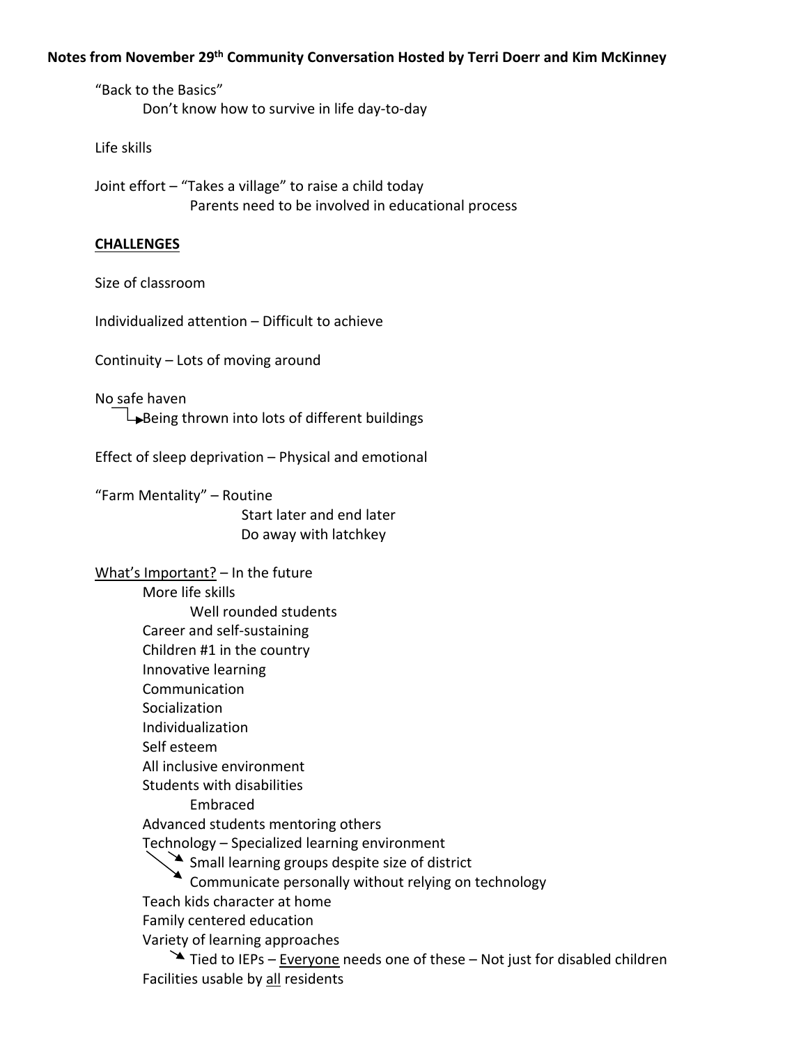**Notes from November 29th Community Conversation Hosted by Terri Doerr and Kim McKinney**

"Back to the Basics"
- Don't know how to survive in life day-to-day

Life skills

Joint effort – "Takes a village" to raise a child today
- Parents need to be involved in educational process

**CHALLENGES**

Size of classroom

Individualized attention – Difficult to achieve

Continuity – Lots of moving around

No safe haven
- → Being thrown into lots of different buildings

Effect of sleep deprivation – Physical and emotional

"Farm Mentality" – Routine
- Start later and end later
- Do away with latchkey

What's Important? – In the future
- More life skills
  - Well rounded students
- Career and self-sustaining
- Children #1 in the country
- Innovative learning
- Communication
- Socialization
- Individualization
- Self esteem
- All inclusive environment
- Students with disabilities
  - Embraced
- Advanced students mentoring others
- Technology – Specialized learning environment
  - → Small learning groups despite size of district
  - → Communicate personally without relying on technology
- Teach kids character at home
- Family centered education
- Variety of learning approaches
  - → Tied to IEPs – Everyone needs one of these – Not just for disabled children
- Facilities usable by all residents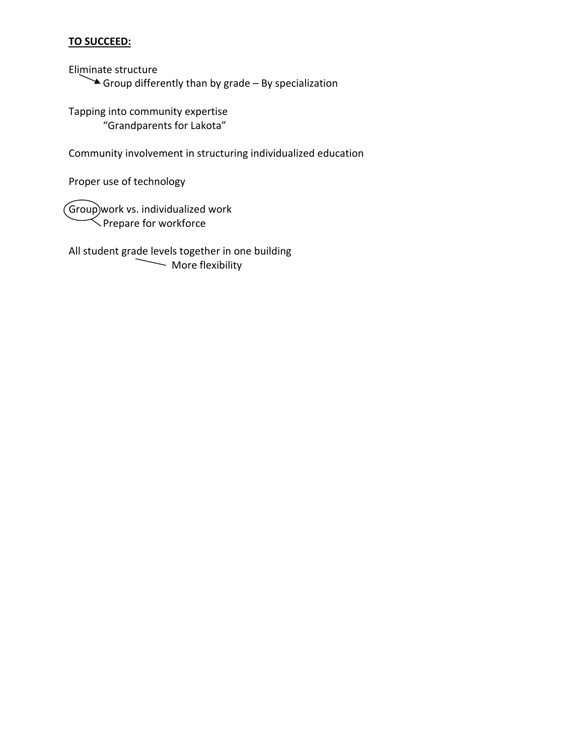**TO SUCCEED:**

Eliminate structure

- Group differently than by grade – By specialization

Tapping into community expertise

- "Grandparents for Lakota"

Community involvement in structuring individualized education

Proper use of technology

Group work vs. individualized work

- Prepare for workforce

All student grade levels together in one building

- More flexibility